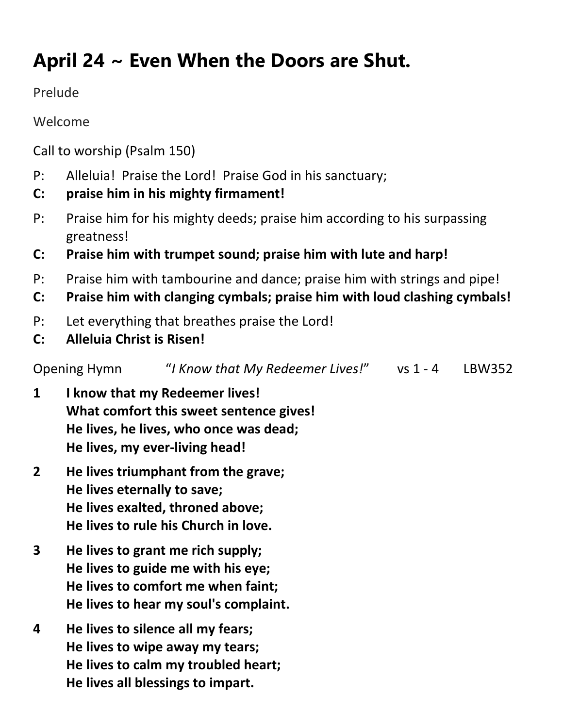# April 24 ~ Even When the Doors are Shut.

Prelude

Welcome

Call to worship (Psalm 150)

P: Alleluia! Praise the Lord! Praise God in his sanctuary;
**C: praise him in his mighty firmament!**

P: Praise him for his mighty deeds; praise him according to his surpassing greatness!
**C: Praise him with trumpet sound; praise him with lute and harp!**

P: Praise him with tambourine and dance; praise him with strings and pipe!
**C: Praise him with clanging cymbals; praise him with loud clashing cymbals!**

P: Let everything that breathes praise the Lord!
**C: Alleluia Christ is Risen!**

Opening Hymn "*I Know that My Redeemer Lives!*" vs 1 - 4 LBW352

**1 I know that my Redeemer lives!
What comfort this sweet sentence gives!
He lives, he lives, who once was dead;
He lives, my ever-living head!**

**2 He lives triumphant from the grave;
He lives eternally to save;
He lives exalted, throned above;
He lives to rule his Church in love.**

**3 He lives to grant me rich supply;
He lives to guide me with his eye;
He lives to comfort me when faint;
He lives to hear my soul's complaint.**

**4 He lives to silence all my fears;
He lives to wipe away my tears;
He lives to calm my troubled heart;
He lives all blessings to impart.**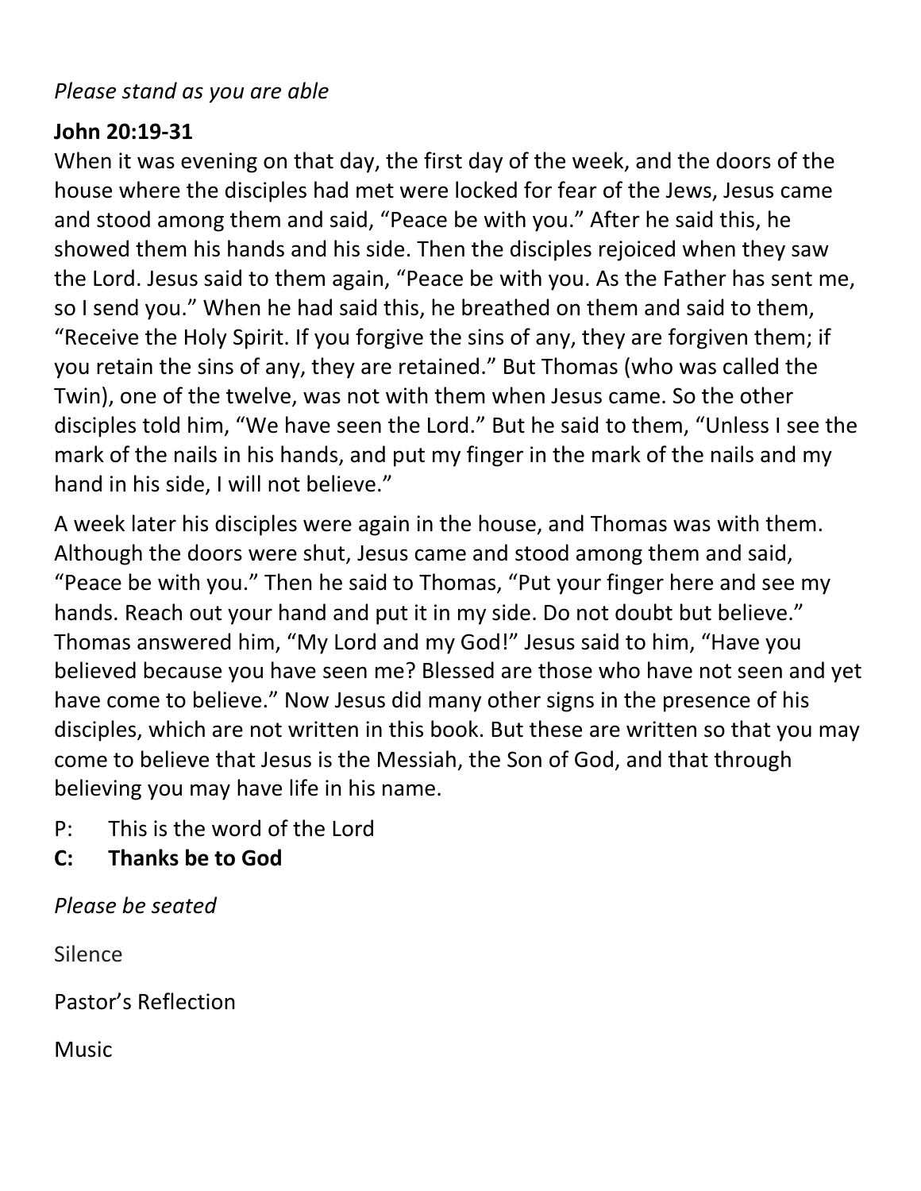*Please stand as you are able*

**John 20:19-31**

When it was evening on that day, the first day of the week, and the doors of the house where the disciples had met were locked for fear of the Jews, Jesus came and stood among them and said, "Peace be with you." After he said this, he showed them his hands and his side. Then the disciples rejoiced when they saw the Lord. Jesus said to them again, "Peace be with you. As the Father has sent me, so I send you." When he had said this, he breathed on them and said to them, "Receive the Holy Spirit. If you forgive the sins of any, they are forgiven them; if you retain the sins of any, they are retained." But Thomas (who was called the Twin), one of the twelve, was not with them when Jesus came. So the other disciples told him, "We have seen the Lord." But he said to them, "Unless I see the mark of the nails in his hands, and put my finger in the mark of the nails and my hand in his side, I will not believe."

A week later his disciples were again in the house, and Thomas was with them. Although the doors were shut, Jesus came and stood among them and said, "Peace be with you." Then he said to Thomas, "Put your finger here and see my hands. Reach out your hand and put it in my side. Do not doubt but believe." Thomas answered him, "My Lord and my God!" Jesus said to him, "Have you believed because you have seen me? Blessed are those who have not seen and yet have come to believe." Now Jesus did many other signs in the presence of his disciples, which are not written in this book. But these are written so that you may come to believe that Jesus is the Messiah, the Son of God, and that through believing you may have life in his name.

P: This is the word of the Lord

**C: Thanks be to God**

*Please be seated*

Silence

Pastor's Reflection

Music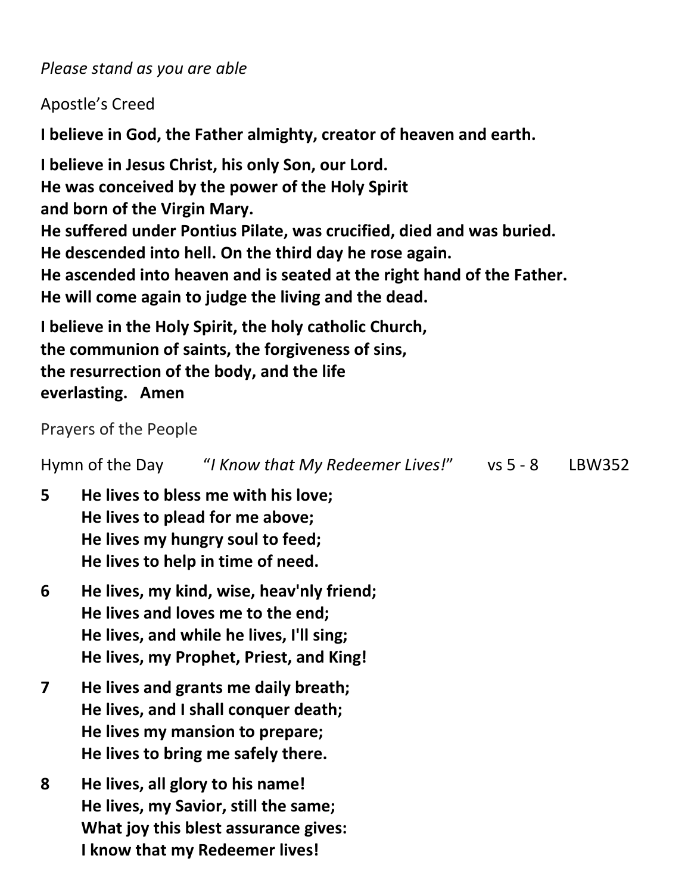*Please stand as you are able*

Apostle's Creed

**I believe in God, the Father almighty, creator of heaven and earth.**

**I believe in Jesus Christ, his only Son, our Lord.**
**He was conceived by the power of the Holy Spirit**
**and born of the Virgin Mary.**
**He suffered under Pontius Pilate, was crucified, died and was buried.**
**He descended into hell. On the third day he rose again.**
**He ascended into heaven and is seated at the right hand of the Father.**
**He will come again to judge the living and the dead.**

**I believe in the Holy Spirit, the holy catholic Church,**
**the communion of saints, the forgiveness of sins,**
**the resurrection of the body, and the life**
**everlasting. Amen**

Prayers of the People

Hymn of the Day "*I Know that My Redeemer Lives!*" vs 5 - 8 LBW352

**5** **He lives to bless me with his love;**
**He lives to plead for me above;**
**He lives my hungry soul to feed;**
**He lives to help in time of need.**

**6** **He lives, my kind, wise, heav'nly friend;**
**He lives and loves me to the end;**
**He lives, and while he lives, I'll sing;**
**He lives, my Prophet, Priest, and King!**

**7** **He lives and grants me daily breath;**
**He lives, and I shall conquer death;**
**He lives my mansion to prepare;**
**He lives to bring me safely there.**

**8** **He lives, all glory to his name!**
**He lives, my Savior, still the same;**
**What joy this blest assurance gives:**
**I know that my Redeemer lives!**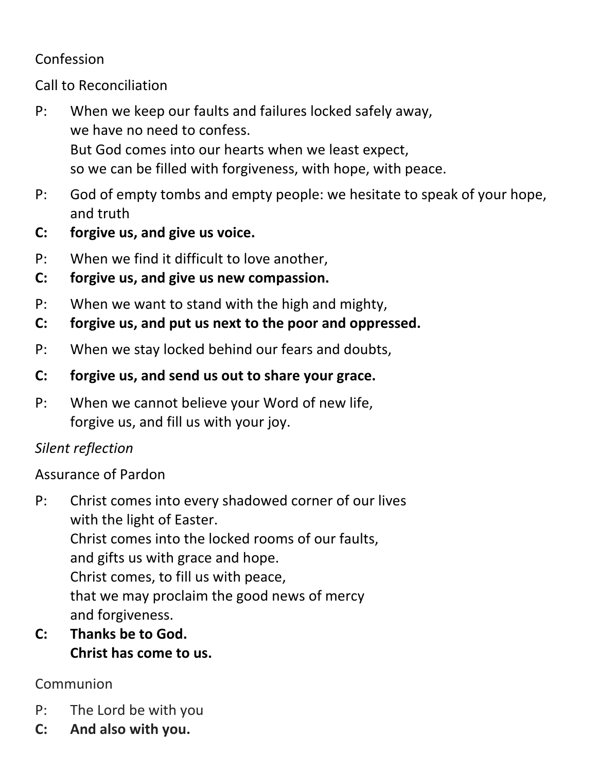Confession

Call to Reconciliation

P: When we keep our faults and failures locked safely away,
we have no need to confess.
But God comes into our hearts when we least expect,
so we can be filled with forgiveness, with hope, with peace.

P: God of empty tombs and empty people: we hesitate to speak of your hope, and truth

**C: forgive us, and give us voice.**

P: When we find it difficult to love another,

**C: forgive us, and give us new compassion.**

P: When we want to stand with the high and mighty,

**C: forgive us, and put us next to the poor and oppressed.**

P: When we stay locked behind our fears and doubts,

**C: forgive us, and send us out to share your grace.**

P: When we cannot believe your Word of new life,
forgive us, and fill us with your joy.

*Silent reflection*

Assurance of Pardon

P: Christ comes into every shadowed corner of our lives
with the light of Easter.
Christ comes into the locked rooms of our faults,
and gifts us with grace and hope.
Christ comes, to fill us with peace,
that we may proclaim the good news of mercy
and forgiveness.

**C: Thanks be to God.
Christ has come to us.**

Communion

P: The Lord be with you

**C: And also with you.**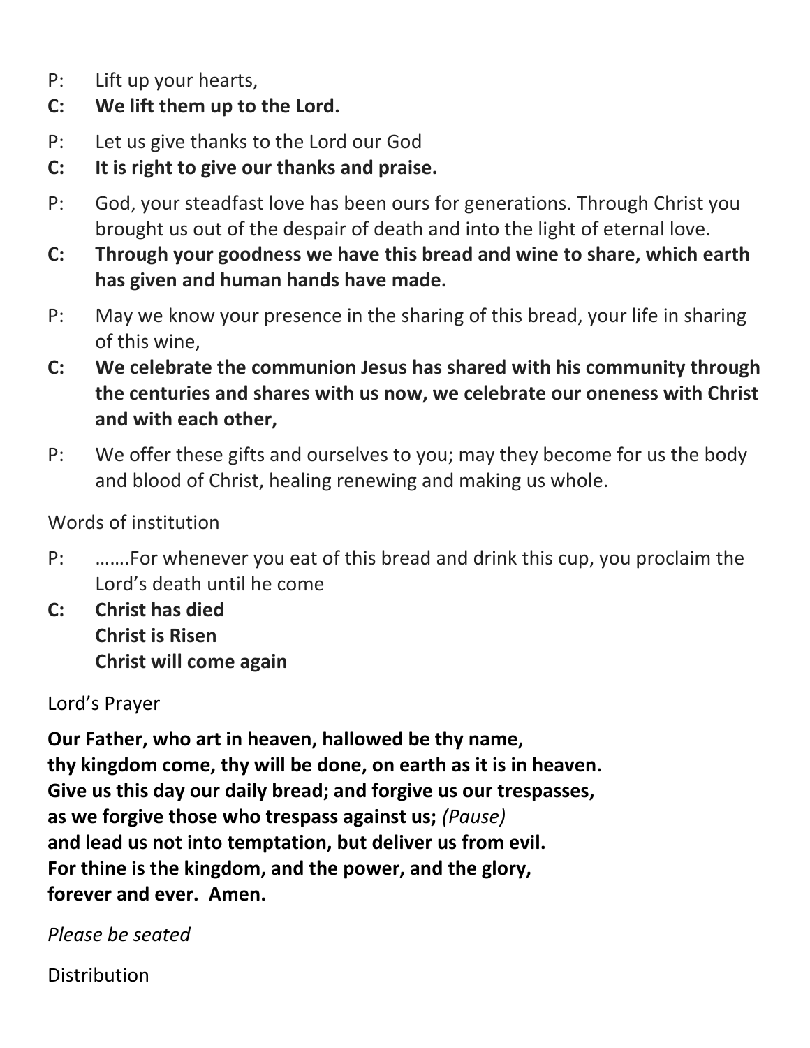P: Lift up your hearts,

**C: We lift them up to the Lord.**

P: Let us give thanks to the Lord our God

**C: It is right to give our thanks and praise.**

P: God, your steadfast love has been ours for generations. Through Christ you brought us out of the despair of death and into the light of eternal love.

**C: Through your goodness we have this bread and wine to share, which earth has given and human hands have made.**

P: May we know your presence in the sharing of this bread, your life in sharing of this wine,

**C: We celebrate the communion Jesus has shared with his community through the centuries and shares with us now, we celebrate our oneness with Christ and with each other,**

P: We offer these gifts and ourselves to you; may they become for us the body and blood of Christ, healing renewing and making us whole.

Words of institution

P: …….For whenever you eat of this bread and drink this cup, you proclaim the Lord's death until he come

**C: Christ has died**
**Christ is Risen**
**Christ will come again**

Lord's Prayer

**Our Father, who art in heaven, hallowed be thy name,**
**thy kingdom come, thy will be done, on earth as it is in heaven.**
**Give us this day our daily bread; and forgive us our trespasses,**
**as we forgive those who trespass against us;** *(Pause)*
**and lead us not into temptation, but deliver us from evil.**
**For thine is the kingdom, and the power, and the glory,**
**forever and ever. Amen.**

*Please be seated*

Distribution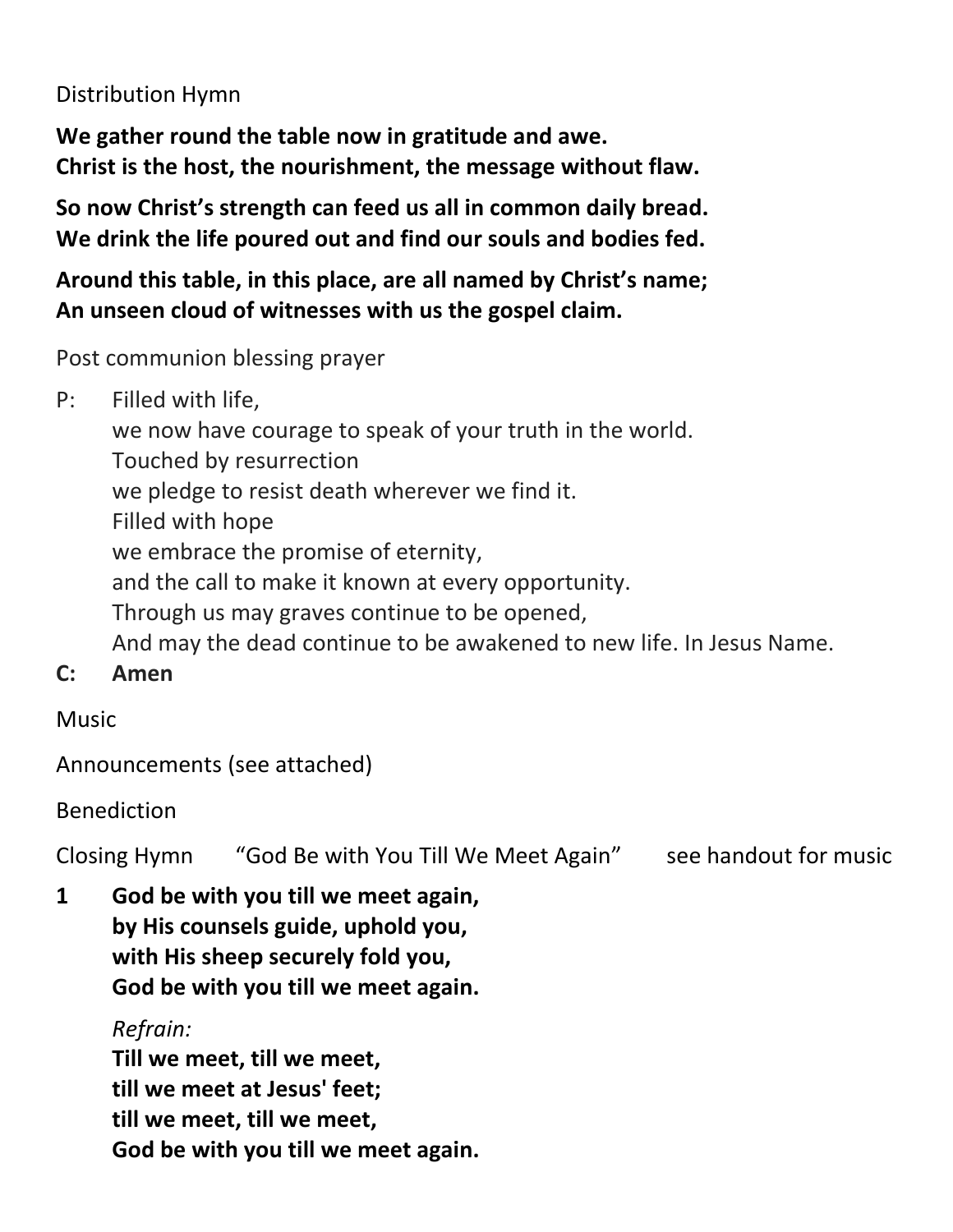Distribution Hymn

**We gather round the table now in gratitude and awe.**
**Christ is the host, the nourishment, the message without flaw.**

**So now Christ's strength can feed us all in common daily bread.**
**We drink the life poured out and find our souls and bodies fed.**

**Around this table, in this place, are all named by Christ's name;**
**An unseen cloud of witnesses with us the gospel claim.**

Post communion blessing prayer

P: Filled with life,
we now have courage to speak of your truth in the world.
Touched by resurrection
we pledge to resist death wherever we find it.
Filled with hope
we embrace the promise of eternity,
and the call to make it known at every opportunity.
Through us may graves continue to be opened,
And may the dead continue to be awakened to new life. In Jesus Name.

**C: Amen**

Music

Announcements (see attached)

Benediction

Closing Hymn "God Be with You Till We Meet Again" see handout for music

**1 God be with you till we meet again,**
**by His counsels guide, uphold you,**
**with His sheep securely fold you,**
**God be with you till we meet again.**

*Refrain:*
**Till we meet, till we meet,**
**till we meet at Jesus' feet;**
**till we meet, till we meet,**
**God be with you till we meet again.**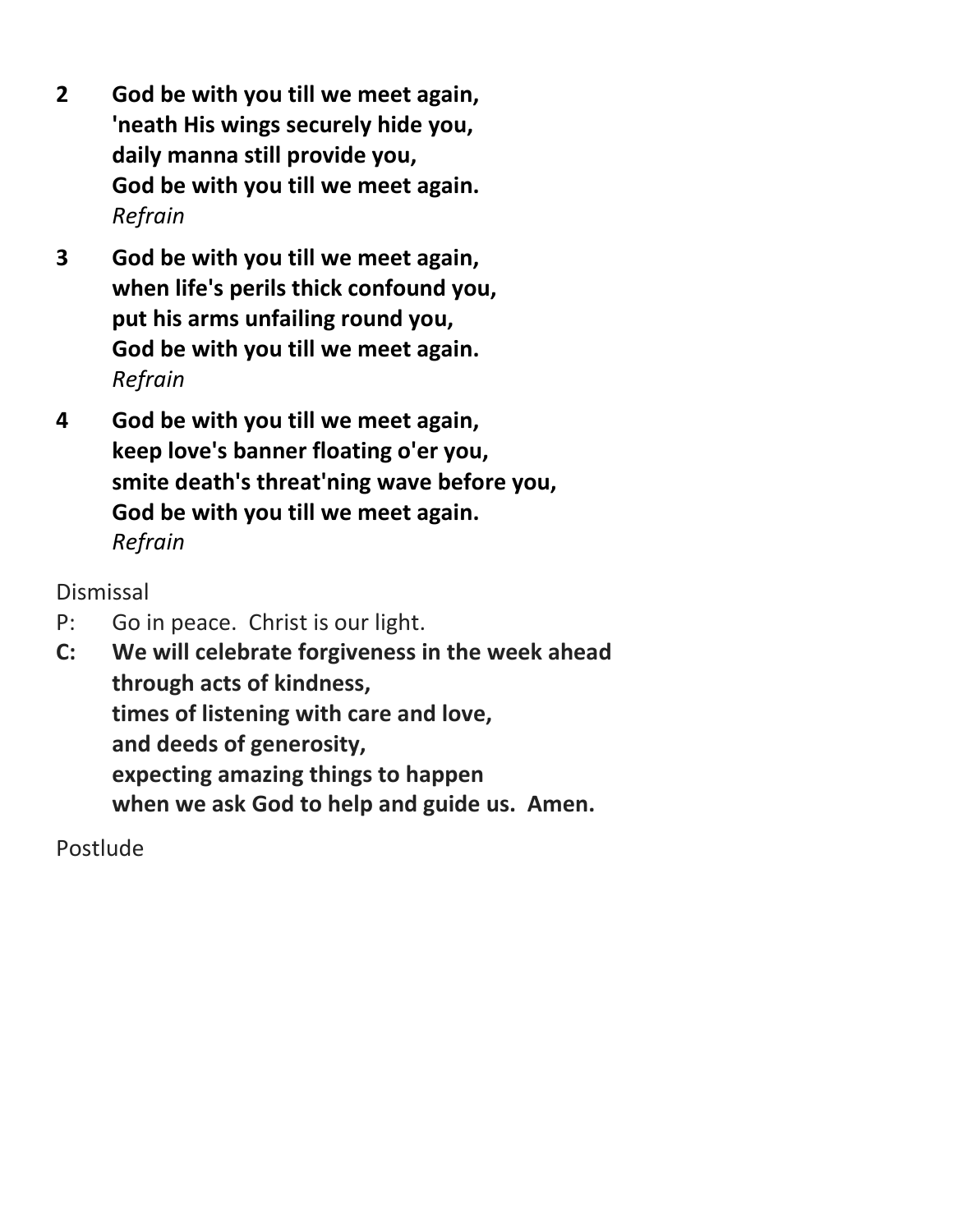**2 God be with you till we meet again,**
**'neath His wings securely hide you,**
**daily manna still provide you,**
**God be with you till we meet again.**
*Refrain*

**3 God be with you till we meet again,**
**when life's perils thick confound you,**
**put his arms unfailing round you,**
**God be with you till we meet again.**
*Refrain*

**4 God be with you till we meet again,**
**keep love's banner floating o'er you,**
**smite death's threat'ning wave before you,**
**God be with you till we meet again.**
*Refrain*

Dismissal

P: Go in peace. Christ is our light.

**C: We will celebrate forgiveness in the week ahead**
**through acts of kindness,**
**times of listening with care and love,**
**and deeds of generosity,**
**expecting amazing things to happen**
**when we ask God to help and guide us. Amen.**

Postlude